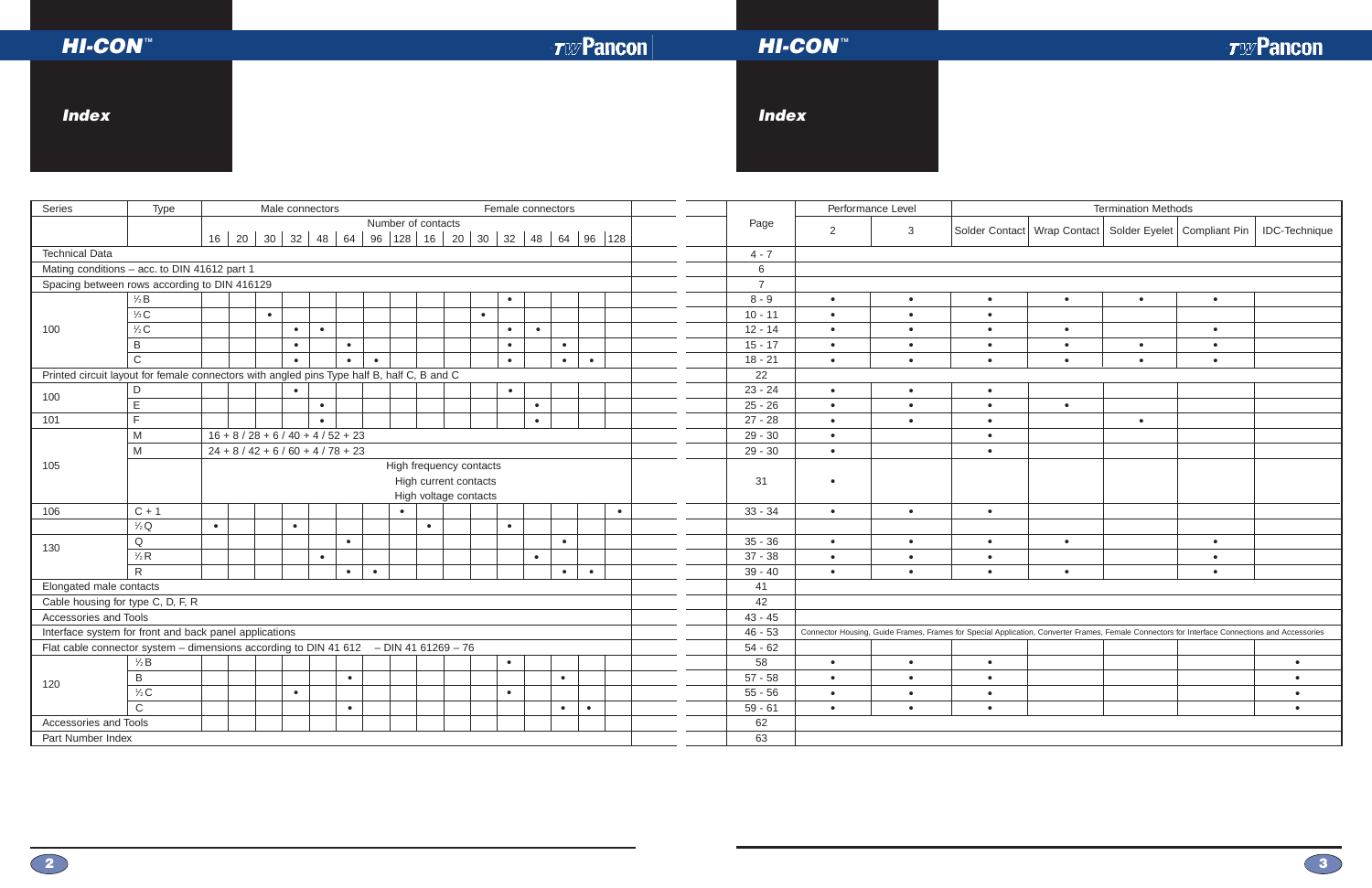# Index

| Series | Type | Male connectors | | | | | | | | Female connectors | | | | | | | | Page | Performance Level | | Termination Methods | | | | |
|---|---|---|---|---|---|---|---|---|---|---|---|---|---|---|---|---|---|---|---|---|---|---|---|---|---|
| | | Number of contacts | | | | | | | | | | | | | | | | | | | | | | | |
| | | 16 | 20 | 30 | 32 | 48 | 64 | 96 | 128 | 16 | 20 | 30 | 32 | 48 | 64 | 96 | 128 | | 2 | 3 | Solder Contact | Wrap Contact | Solder Eyelet | Compliant Pin | IDC-Technique |
| Technical Data | | | | | | | | | | | | | | | | | | 4 - 7 | | | | | | | |
| Mating conditions – acc. to DIN 41612 part 1 | | | | | | | | | | | | | | | | | | 6 | | | | | | | |
| Spacing between rows according to DIN 416129 | | | | | | | | | | | | | | | | | | 7 | | | | | | | |
| 100 | ½B | | | | | | | | | | | | • | | | | | 8 - 9 | • | • | • | • | • | • | |
| | ⅓C | | | • | | | | | | | | • | | | | | | 10 - 11 | • | • | • | | | | |
| | ½C | | | | • | • | | | | | | | • | • | | | | 12 - 14 | • | • | • | • | | • | |
| | B | | | | • | | • | | | | | | • | | • | | | 15 - 17 | • | • | • | • | • | • | |
| | C | | | | • | | • | • | | | | | • | | • | • | | 18 - 21 | • | • | • | • | • | • | |
| Printed circuit layout for female connectors with angled pins Type half B, half C, B and C | | | | | | | | | | | | | | | | | | 22 | | | | | | | |
| 100 | D | | | | • | | | | | | | | • | | | | | 23 - 24 | • | • | • | | | | |
| | E | | | | | • | | | | | | | | • | | | | 25 - 26 | • | • | • | • | | | |
| 101 | F | | | | | • | | | | | | | | • | | | | 27 - 28 | • | • | • | | • | | |
| 105 | M | 16 + 8 / 28 + 6 / 40 + 4 / 52 + 23 | | | | | | | | | | | | | | | | 29 - 30 | • | | • | | | | |
| | M | 24 + 8 / 42 + 6 / 60 + 4 / 78 + 23 | | | | | | | | | | | | | | | | 29 - 30 | • | | • | | | | |
| | | High frequency contacts<br>High current contacts<br>High voltage contacts | | | | | | | | | | | | | | | | 31 | • | | | | | | |
| 106 | C + 1 | | | | | | | | • | | | | | | | | • | 33 - 34 | • | • | • | | | | |
| 130 | ⅓Q | • | | | • | | | | | • | | | • | | | | | | | | | | | | |
| | Q | | | | | | • | | | | | | | | • | | | 35 - 36 | • | • | • | • | | • | |
| | ½R | | | | | • | | | | | | | | • | | | | 37 - 38 | • | • | • | | | • | |
| | R | | | | | | • | • | | | | | | | • | • | | 39 - 40 | • | • | • | • | | • | |
| Elongated male contacts | | | | | | | | | | | | | | | | | | 41 | | | | | | | |
| Cable housing for type C, D, F, R | | | | | | | | | | | | | | | | | | 42 | | | | | | | |
| Accessories and Tools | | | | | | | | | | | | | | | | | | 43 - 45 | | | | | | | |
| Interface system for front and back panel applications | | | | | | | | | | | | | | | | | | 46 - 53 | Connector Housing, Guide Frames, Frames for Special Application, Converter Frames, Female Connectors for Interface Connections and Accessories | | | | | | |
| Flat cable connector system – dimensions according to DIN 41 612 – DIN 41 61269 – 76 | | | | | | | | | | | | | | | | | | 54 - 62 | | | | | | | |
| 120 | ½B | | | | | | | | | | | | • | | | | | 58 | • | • | • | | | | • |
| | B | | | | | | • | | | | | | | | • | | | 57 - 58 | • | • | • | | | | • |
| | ½C | | | | • | | | | | | | | • | | | | | 55 - 56 | • | • | • | | | | • |
| | C | | | | | | • | | | | | | | | • | • | | 59 - 61 | • | • | • | | | | • |
| Accessories and Tools | | | | | | | | | | | | | | | | | | 62 | | | | | | | |
| Part Number Index | | | | | | | | | | | | | | | | | | 63 | | | | | | | |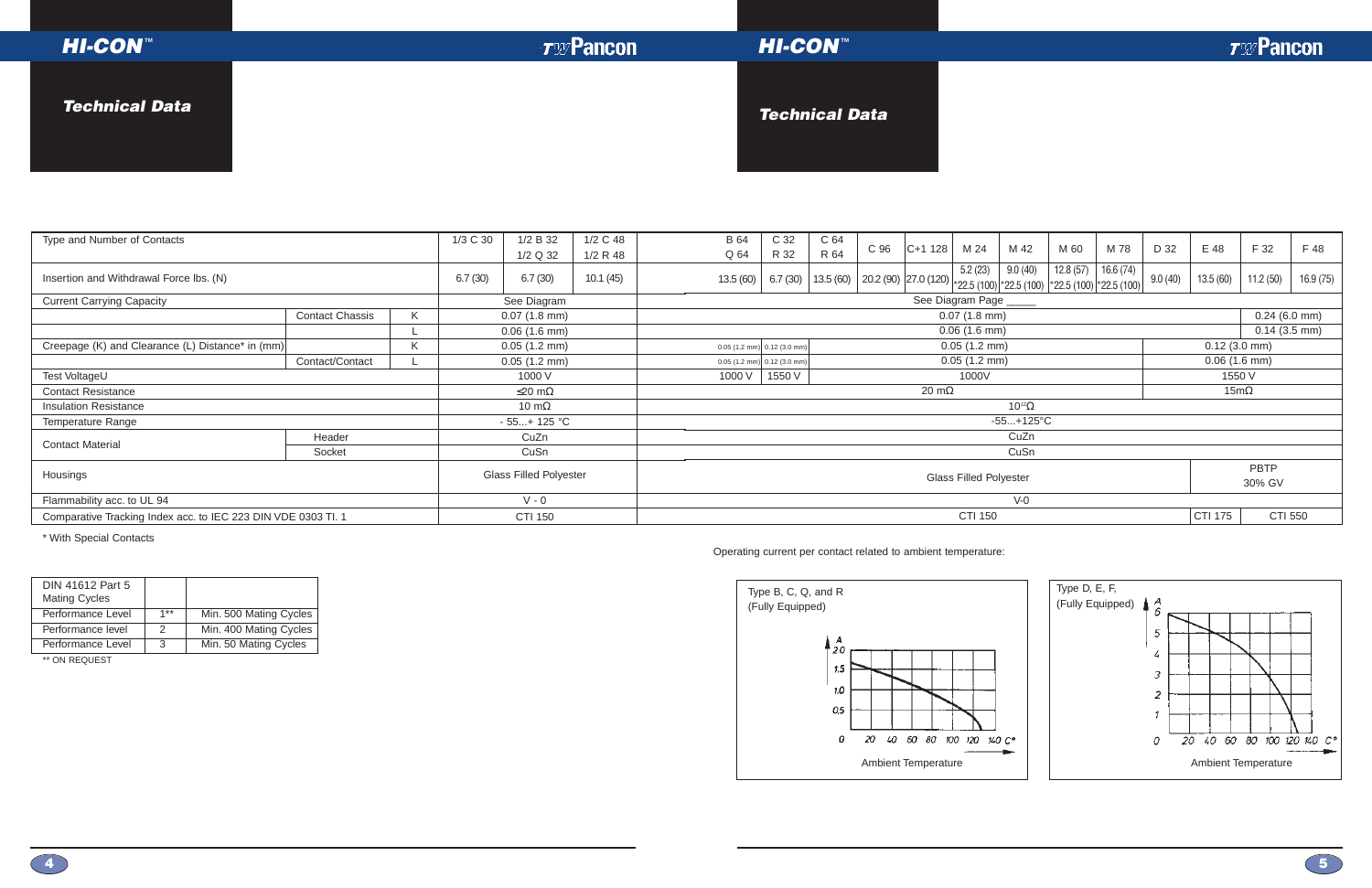# HI-CON™

## Technical Data

| Type and Number of Contacts | | | 1/3 C 30 | 1/2 B 32 1/2 Q 32 | 1/2 C 48 1/2 R 48 | B 64 Q 64 | C 32 R 32 | C 64 R 64 | C 96 | C+1 128 | M 24 | M 42 | M 60 | M 78 | D 32 | E 48 | F 32 | F 48 |
|---|---|---|---|---|---|---|---|---|---|---|---|---|---|---|---|---|---|---|
| Insertion and Withdrawal Force lbs. (N) | | | 6.7 (30) | 6.7 (30) | 10.1 (45) | 13.5 (60) | 6.7 (30) | 13.5 (60) | 20.2 (90) | 27.0 (120) | 5.2 (23) *22.5 (100) | 9.0 (40) *22.5 (100) | 12.8 (57) *22.5 (100) | 16.6 (74) *22.5 (100) | 9.0 (40) | 13.5 (60) | 11.2 (50) | 16.9 (75) |
| Current Carrying Capacity | | | See Diagram | | | See Diagram Page _____ | | | | | | | | | | | | |
| | Contact Chassis | K | 0.07 (1.8 mm) | | | 0.07 (1.8 mm) | | | | | | | | | | | 0.24 (6.0 mm) | |
| | | L | 0.06 (1.6 mm) | | | 0.06 (1.6 mm) | | | | | | | | | | | 0.14 (3.5 mm) | |
| Creepage (K) and Clearance (L) Distance* in (mm) | | K | 0.05 (1.2 mm) | | | 0.05 (1.2 mm) | 0.12 (3.0 mm) | 0.05 (1.2 mm) | | | | | | | 0.12 (3.0 mm) | | | |
| | Contact/Contact | L | 0.05 (1.2 mm) | | | 0.05 (1.2 mm) | 0.12 (3.0 mm) | 0.05 (1.2 mm) | | | | | | | 0.06 (1.6 mm) | | | |
| Test VoltageU | | | 1000 V | | | 1000 V | 1550 V | 1000V | | | | | | | 1550 V | | | |
| Contact Resistance | | | ≤20 mΩ | | | 20 mΩ | | | | | | | | | 15mΩ | | | |
| Insulation Resistance | | | 10 mΩ | | | $10^{12}\Omega$ | | | | | | | | | | | | |
| Temperature Range | | | - 55...+ 125 °C | | | -55...+125°C | | | | | | | | | | | | |
| Contact Material | Header | | CuZn | | | CuZn | | | | | | | | | | | | |
| | Socket | | CuSn | | | CuSn | | | | | | | | | | | | |
| Housings | | | Glass Filled Polyester | | | Glass Filled Polyester | | | | | | | | | | | PBTP 30% GV | |
| Flammability acc. to UL 94 | | | V - 0 | | | V-0 | | | | | | | | | | | | |
| Comparative Tracking Index acc. to IEC 223 DIN VDE 0303 Tl. 1 | | | CTI 150 | | | CTI 150 | | | | | | | | | | CTI 175 | CTI 550 | |

\* With Special Contacts

| | | |
|---|---|---|
| DIN 41612 Part 5 Mating Cycles | | |
| Performance Level | 1** | Min. 500 Mating Cycles |
| Performance level | 2 | Min. 400 Mating Cycles |
| Performance Level | 3 | Min. 50 Mating Cycles |

** ON REQUEST

Operating current per contact related to ambient temperature:

Type B, C, Q, and R
(Fully Equipped)

A
2.0
1.5
1.0
0.5
0
20 40 60 80 100 120 140 C°

Ambient Temperature

Type D, E, F,
(Fully Equipped)

A
6
5
4
3
2
1
0
20 40 60 80 100 120 140 C°

Ambient Temperature